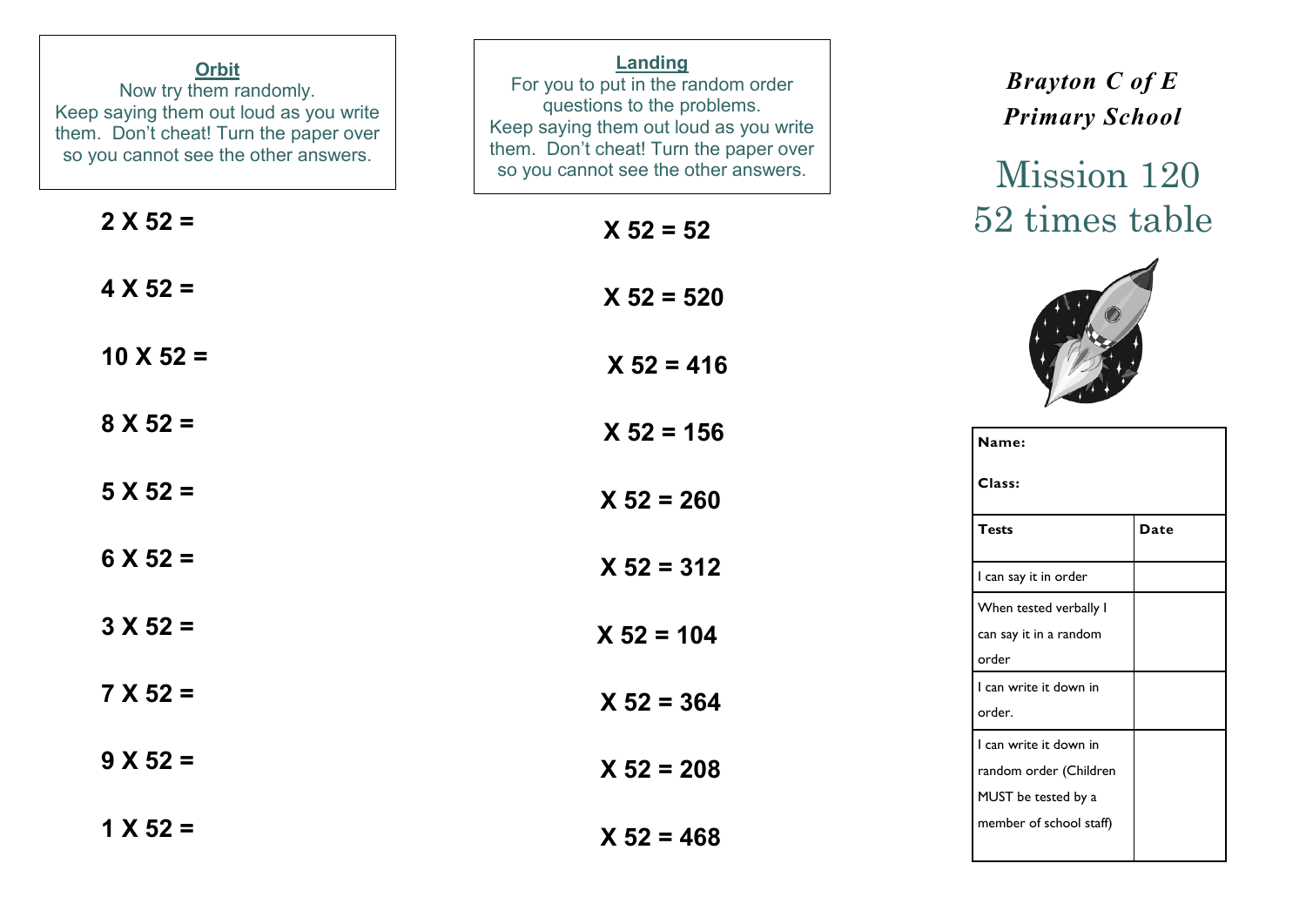**Orbit**

Now try them randomly.
Keep saying them out loud as you write them. Don't cheat! Turn the paper over so you cannot see the other answers.

**2 X 52 =**

**4 X 52 =**

**10 X 52 =**

**8 X 52 =**

**5 X 52 =**

**6 X 52 =**

**3 X 52 =**

**7 X 52 =**

**9 X 52 =**

**1 X 52 =**

**Landing**

For you to put in the random order questions to the problems.
Keep saying them out loud as you write them. Don't cheat! Turn the paper over so you cannot see the other answers.

**X 52 = 52**

**X 52 = 520**

**X 52 = 416**

**X 52 = 156**

**X 52 = 260**

**X 52 = 312**

**X 52 = 104**

**X 52 = 364**

**X 52 = 208**

**X 52 = 468**

***Brayton C of E Primary School***

# Mission 120
# 52 times table

**Name:**

**Class:**

| **Tests** | **Date** |
|---|---|
| I can say it in order | |
| When tested verbally I can say it in a random order | |
| I can write it down in order. | |
| I can write it down in random order (Children MUST be tested by a member of school staff) | |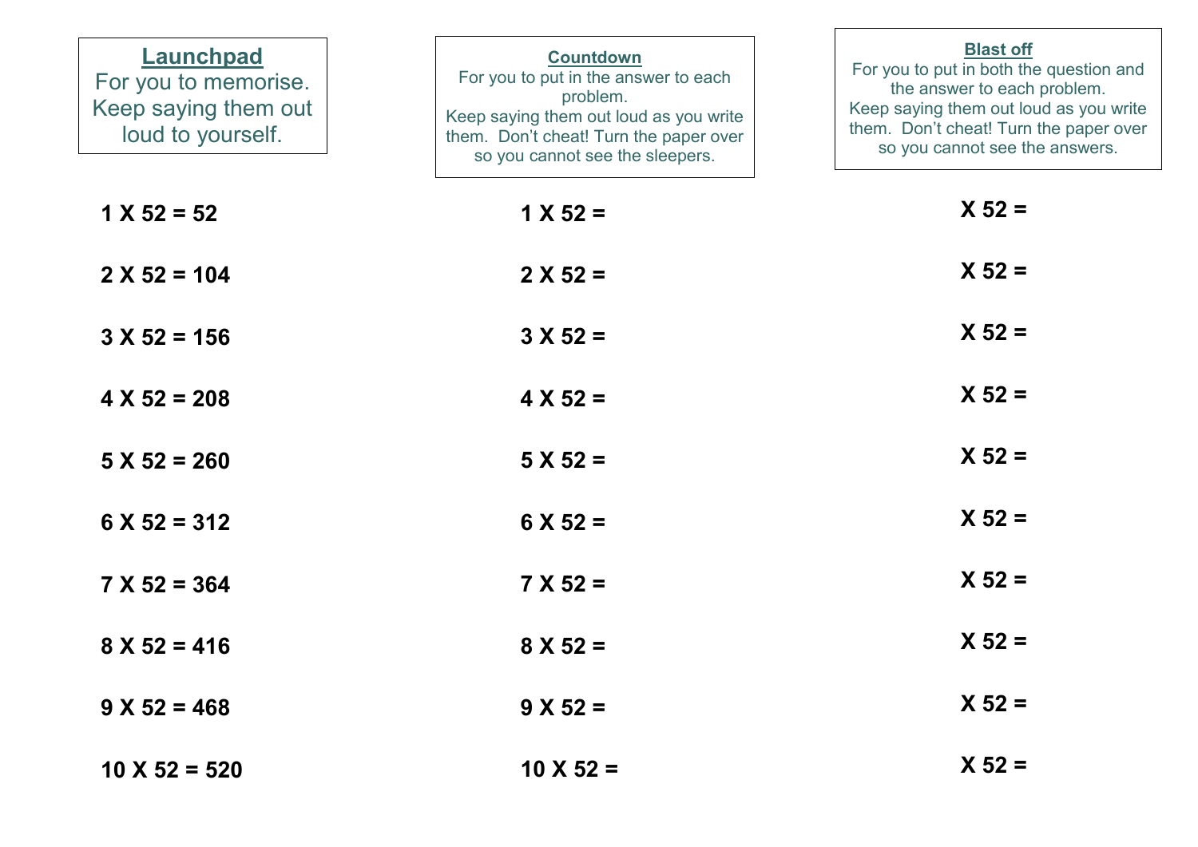| **Launchpad** For you to memorise. Keep saying them out loud to yourself. | **Countdown** For you to put in the answer to each problem. Keep saying them out loud as you write them. Don't cheat! Turn the paper over so you cannot see the sleepers. | **Blast off** For you to put in both the question and the answer to each problem. Keep saying them out loud as you write them. Don't cheat! Turn the paper over so you cannot see the answers. |
| --- | --- | --- |
| **1 X 52 = 52** | **1 X 52 =** | **X 52 =** |
| **2 X 52 = 104** | **2 X 52 =** | **X 52 =** |
| **3 X 52 = 156** | **3 X 52 =** | **X 52 =** |
| **4 X 52 = 208** | **4 X 52 =** | **X 52 =** |
| **5 X 52 = 260** | **5 X 52 =** | **X 52 =** |
| **6 X 52 = 312** | **6 X 52 =** | **X 52 =** |
| **7 X 52 = 364** | **7 X 52 =** | **X 52 =** |
| **8 X 52 = 416** | **8 X 52 =** | **X 52 =** |
| **9 X 52 = 468** | **9 X 52 =** | **X 52 =** |
| **10 X 52 = 520** | **10 X 52 =** | **X 52 =** |